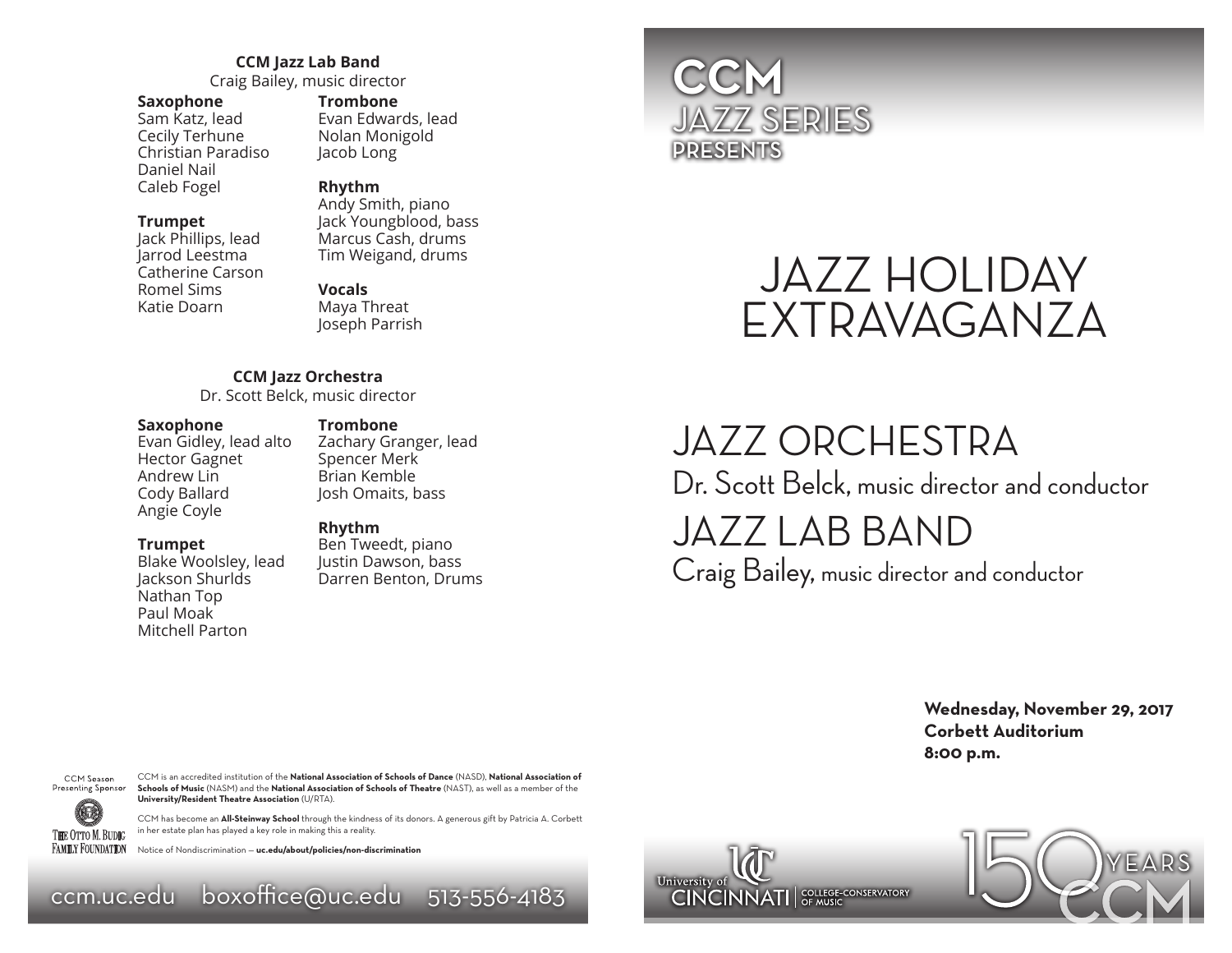## CCM Jazz Lab Band

Craig Bailey, music director

**Saxophone**
Sam Katz, lead
Cecily Terhune
Christian Paradiso
Daniel Nail
Caleb Fogel

**Trumpet**
Jack Phillips, lead
Jarrod Leestma
Catherine Carson
Romel Sims
Katie Doarn

**Trombone**
Evan Edwards, lead
Nolan Monigold
Jacob Long

**Rhythm**
Andy Smith, piano
Jack Youngblood, bass
Marcus Cash, drums
Tim Weigand, drums

**Vocals**
Maya Threat
Joseph Parrish

## CCM Jazz Orchestra

Dr. Scott Belck, music director

**Saxophone**
Evan Gidley, lead alto
Hector Gagnet
Andrew Lin
Cody Ballard
Angie Coyle

**Trumpet**
Blake Woolsley, lead
Jackson Shurlds
Nathan Top
Paul Moak
Mitchell Parton

**Trombone**
Zachary Granger, lead
Spencer Merk
Brian Kemble
Josh Omaits, bass

**Rhythm**
Ben Tweedt, piano
Justin Dawson, bass
Darren Benton, Drums

CCM Season Presenting Sponsor
The Otto M. Budig Family Foundation

CCM is an accredited institution of the **National Association of Schools of Dance** (NASD), **National Association of Schools of Music** (NASM) and the **National Association of Schools of Theatre** (NAST), as well as a member of the **University/Resident Theatre Association** (U/RTA).

CCM has become an **All-Steinway School** through the kindness of its donors. A generous gift by Patricia A. Corbett in her estate plan has played a key role in making this a reality.

Notice of Nondiscrimination – **uc.edu/about/policies/non-discrimination**

ccm.uc.edu boxoffice@uc.edu 513-556-4183

**CCM**
JAZZ SERIES
**PRESENTS**

# JAZZ HOLIDAY EXTRAVAGANZA

## JAZZ ORCHESTRA

Dr. Scott Belck, music director and conductor

## JAZZ LAB BAND

Craig Bailey, music director and conductor

**Wednesday, November 29, 2017**
**Corbett Auditorium**
**8:00 p.m.**

University of Cincinnati | College-Conservatory of Music

150 YEARS CCM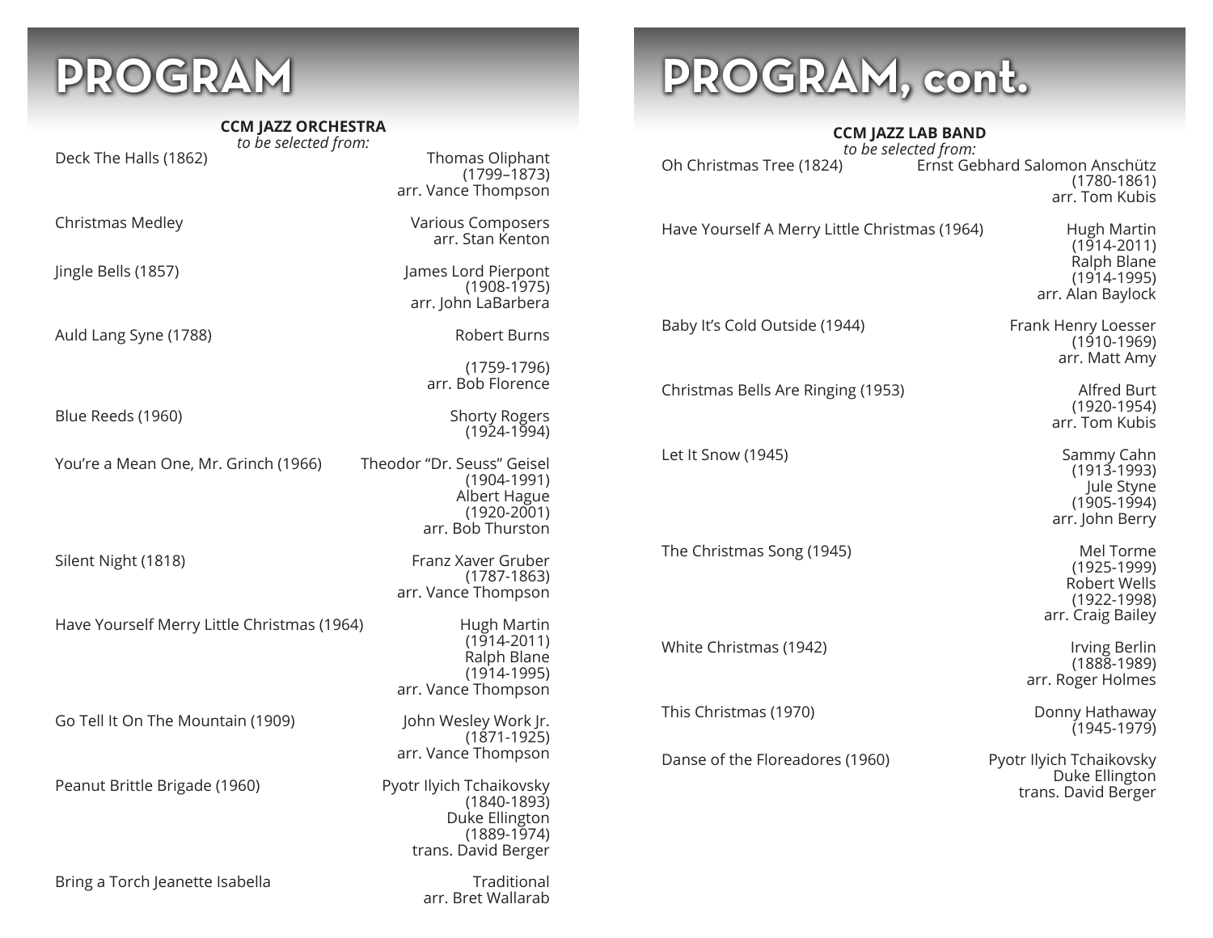# PROGRAM

**CCM JAZZ ORCHESTRA**

*to be selected from:*

| | |
|---|---|
| Deck The Halls (1862) | Thomas Oliphant (1799–1873) arr. Vance Thompson |
| Christmas Medley | Various Composers arr. Stan Kenton |
| Jingle Bells (1857) | James Lord Pierpont (1908-1975) arr. John LaBarbera |
| Auld Lang Syne (1788) | Robert Burns (1759-1796) arr. Bob Florence |
| Blue Reeds (1960) | Shorty Rogers (1924-1994) |
| You're a Mean One, Mr. Grinch (1966) | Theodor "Dr. Seuss" Geisel (1904-1991) Albert Hague (1920-2001) arr. Bob Thurston |
| Silent Night (1818) | Franz Xaver Gruber (1787-1863) arr. Vance Thompson |
| Have Yourself Merry Little Christmas (1964) | Hugh Martin (1914-2011) Ralph Blane (1914-1995) arr. Vance Thompson |
| Go Tell It On The Mountain (1909) | John Wesley Work Jr. (1871-1925) arr. Vance Thompson |
| Peanut Brittle Brigade (1960) | Pyotr Ilyich Tchaikovsky (1840-1893) Duke Ellington (1889-1974) trans. David Berger |
| Bring a Torch Jeanette Isabella | Traditional arr. Bret Wallarab |

# PROGRAM, cont.

**CCM JAZZ LAB BAND**

*to be selected from:*

| | |
|---|---|
| Oh Christmas Tree (1824) | Ernst Gebhard Salomon Anschütz (1780-1861) arr. Tom Kubis |
| Have Yourself A Merry Little Christmas (1964) | Hugh Martin (1914-2011) Ralph Blane (1914-1995) arr. Alan Baylock |
| Baby It's Cold Outside (1944) | Frank Henry Loesser (1910-1969) arr. Matt Amy |
| Christmas Bells Are Ringing (1953) | Alfred Burt (1920-1954) arr. Tom Kubis |
| Let It Snow (1945) | Sammy Cahn (1913-1993) Jule Styne (1905-1994) arr. John Berry |
| The Christmas Song (1945) | Mel Torme (1925-1999) Robert Wells (1922-1998) arr. Craig Bailey |
| White Christmas (1942) | Irving Berlin (1888-1989) arr. Roger Holmes |
| This Christmas (1970) | Donny Hathaway (1945-1979) |
| Danse of the Floreadores (1960) | Pyotr Ilyich Tchaikovsky Duke Ellington trans. David Berger |